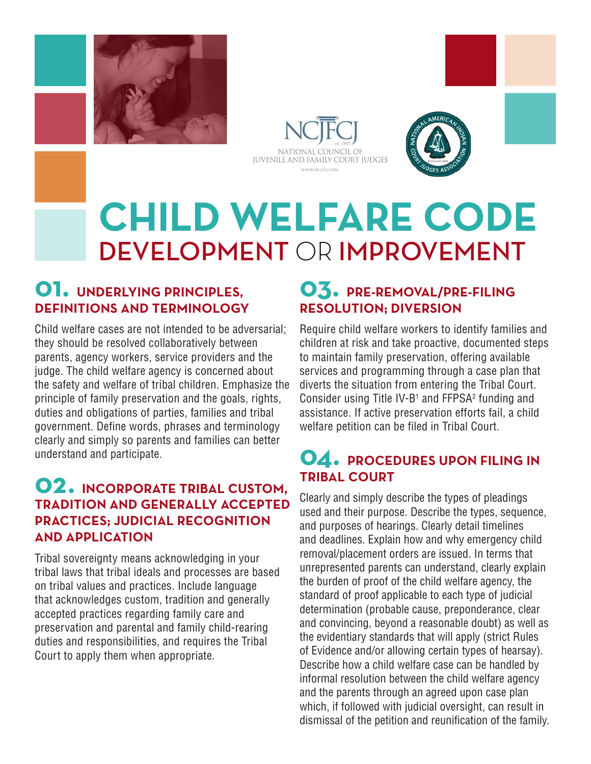NCJFCJ est. 1937 NATIONAL COUNCIL OF JUVENILE AND FAMILY COURT JUDGES WWW.NCJFCJ.ORG

NATIONAL AMERICAN INDIAN COURT JUDGES ASSOCIATION

# CHILD WELFARE CODE DEVELOPMENT OR IMPROVEMENT

## 01. UNDERLYING PRINCIPLES, DEFINITIONS AND TERMINOLOGY

Child welfare cases are not intended to be adversarial; they should be resolved collaboratively between parents, agency workers, service providers and the judge. The child welfare agency is concerned about the safety and welfare of tribal children. Emphasize the principle of family preservation and the goals, rights, duties and obligations of parties, families and tribal government. Define words, phrases and terminology clearly and simply so parents and families can better understand and participate.

## 02. INCORPORATE TRIBAL CUSTOM, TRADITION AND GENERALLY ACCEPTED PRACTICES; JUDICIAL RECOGNITION AND APPLICATION

Tribal sovereignty means acknowledging in your tribal laws that tribal ideals and processes are based on tribal values and practices. Include language that acknowledges custom, tradition and generally accepted practices regarding family care and preservation and parental and family child-rearing duties and responsibilities, and requires the Tribal Court to apply them when appropriate.

## 03. PRE-REMOVAL/PRE-FILING RESOLUTION; DIVERSION

Require child welfare workers to identify families and children at risk and take proactive, documented steps to maintain family preservation, offering available services and programming through a case plan that diverts the situation from entering the Tribal Court. Consider using Title IV-B[1] and FFPSA[2] funding and assistance. If active preservation efforts fail, a child welfare petition can be filed in Tribal Court.

## 04. PROCEDURES UPON FILING IN TRIBAL COURT

Clearly and simply describe the types of pleadings used and their purpose. Describe the types, sequence, and purposes of hearings. Clearly detail timelines and deadlines. Explain how and why emergency child removal/placement orders are issued. In terms that unrepresented parents can understand, clearly explain the burden of proof of the child welfare agency, the standard of proof applicable to each type of judicial determination (probable cause, preponderance, clear and convincing, beyond a reasonable doubt) as well as the evidentiary standards that will apply (strict Rules of Evidence and/or allowing certain types of hearsay). Describe how a child welfare case can be handled by informal resolution between the child welfare agency and the parents through an agreed upon case plan which, if followed with judicial oversight, can result in dismissal of the petition and reunification of the family.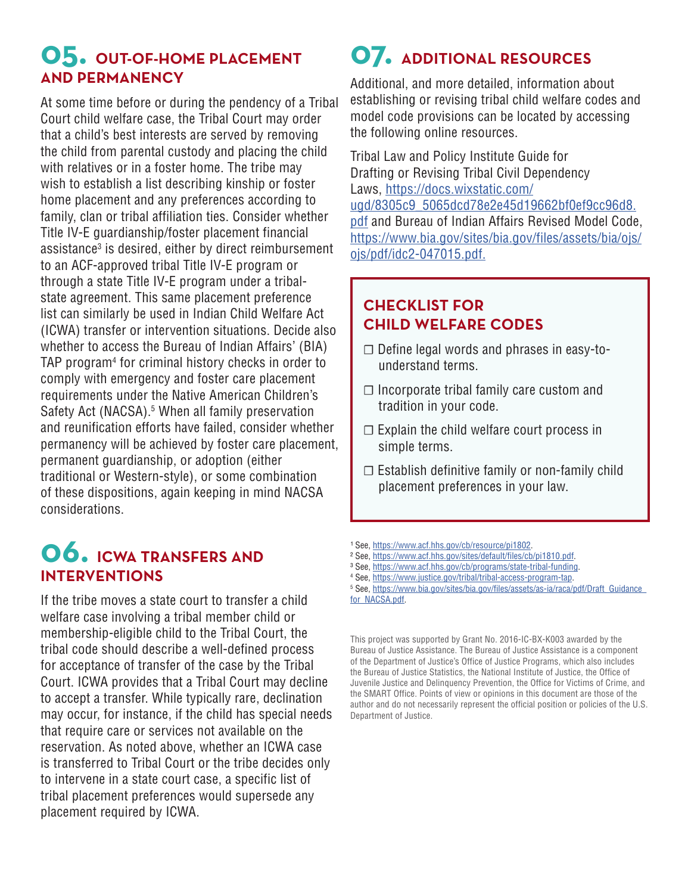## 05. OUT-OF-HOME PLACEMENT AND PERMANENCY

At some time before or during the pendency of a Tribal Court child welfare case, the Tribal Court may order that a child's best interests are served by removing the child from parental custody and placing the child with relatives or in a foster home. The tribe may wish to establish a list describing kinship or foster home placement and any preferences according to family, clan or tribal affiliation ties. Consider whether Title IV-E guardianship/foster placement financial assistance[3] is desired, either by direct reimbursement to an ACF-approved tribal Title IV-E program or through a state Title IV-E program under a tribal-state agreement. This same placement preference list can similarly be used in Indian Child Welfare Act (ICWA) transfer or intervention situations. Decide also whether to access the Bureau of Indian Affairs' (BIA) TAP program[4] for criminal history checks in order to comply with emergency and foster care placement requirements under the Native American Children's Safety Act (NACSA).[5] When all family preservation and reunification efforts have failed, consider whether permanency will be achieved by foster care placement, permanent guardianship, or adoption (either traditional or Western-style), or some combination of these dispositions, again keeping in mind NACSA considerations.

## 06. ICWA TRANSFERS AND INTERVENTIONS

If the tribe moves a state court to transfer a child welfare case involving a tribal member child or membership-eligible child to the Tribal Court, the tribal code should describe a well-defined process for acceptance of transfer of the case by the Tribal Court. ICWA provides that a Tribal Court may decline to accept a transfer. While typically rare, declination may occur, for instance, if the child has special needs that require care or services not available on the reservation. As noted above, whether an ICWA case is transferred to Tribal Court or the tribe decides only to intervene in a state court case, a specific list of tribal placement preferences would supersede any placement required by ICWA.

## 07. ADDITIONAL RESOURCES

Additional, and more detailed, information about establishing or revising tribal child welfare codes and model code provisions can be located by accessing the following online resources.

Tribal Law and Policy Institute Guide for Drafting or Revising Tribal Civil Dependency Laws, https://docs.wixstatic.com/ugd/8305c9_5065dcd78e2e45d19662bf0ef9cc96d8.pdf and Bureau of Indian Affairs Revised Model Code, https://www.bia.gov/sites/bia.gov/files/assets/bia/ojs/ojs/pdf/idc2-047015.pdf.

### CHECKLIST FOR CHILD WELFARE CODES

- ☐ Define legal words and phrases in easy-to-understand terms.
- ☐ Incorporate tribal family care custom and tradition in your code.
- ☐ Explain the child welfare court process in simple terms.
- ☐ Establish definitive family or non-family child placement preferences in your law.

[1] See, https://www.acf.hhs.gov/cb/resource/pi1802.
[2] See, https://www.acf.hhs.gov/sites/default/files/cb/pi1810.pdf.
[3] See, https://www.acf.hhs.gov/cb/programs/state-tribal-funding.
[4] See, https://www.justice.gov/tribal/tribal-access-program-tap.
[5] See, https://www.bia.gov/sites/bia.gov/files/assets/as-ia/raca/pdf/Draft_Guidance_for_NACSA.pdf.

This project was supported by Grant No. 2016-IC-BX-K003 awarded by the Bureau of Justice Assistance. The Bureau of Justice Assistance is a component of the Department of Justice's Office of Justice Programs, which also includes the Bureau of Justice Statistics, the National Institute of Justice, the Office of Juvenile Justice and Delinquency Prevention, the Office for Victims of Crime, and the SMART Office. Points of view or opinions in this document are those of the author and do not necessarily represent the official position or policies of the U.S. Department of Justice.